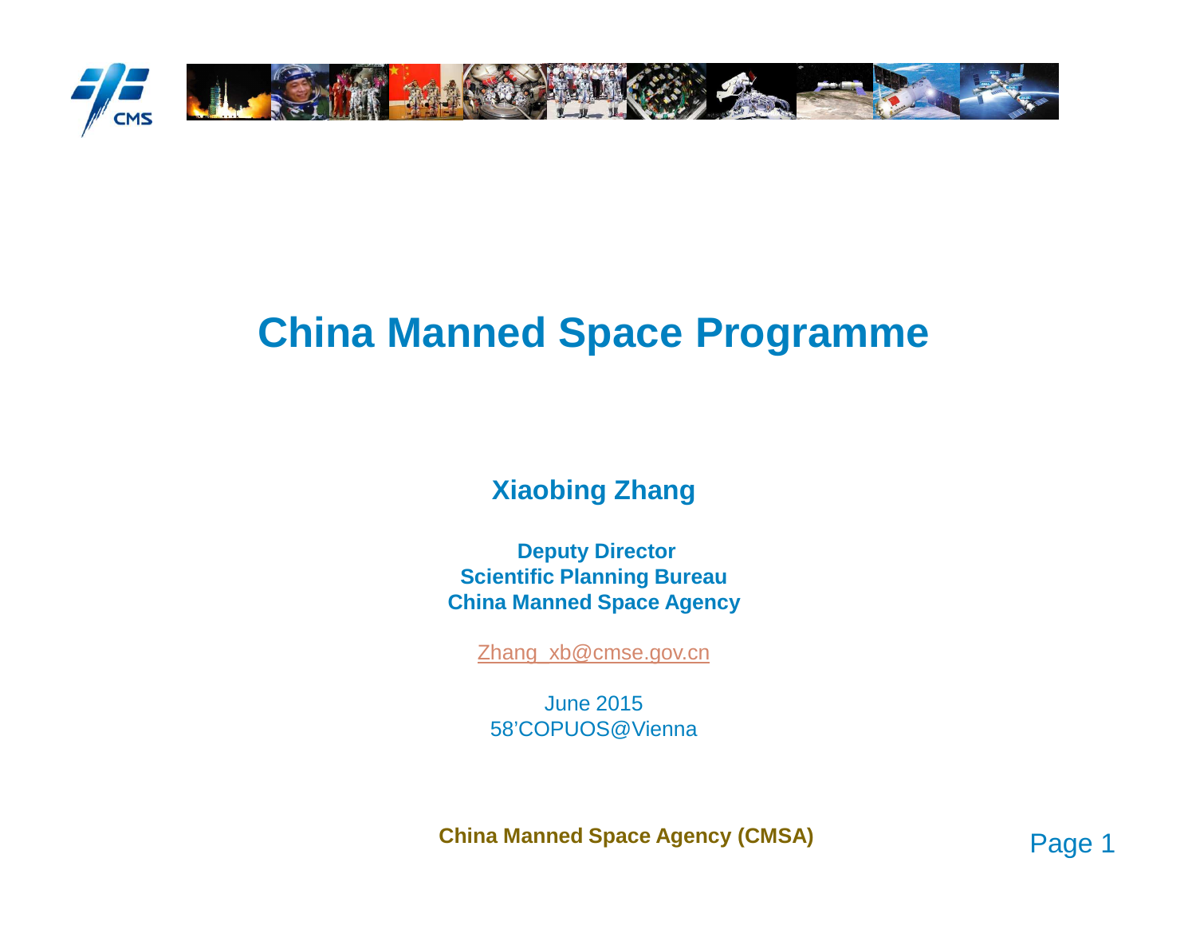# China Manned Space Programme

**Xiaobing Zhang**

**Deputy Director**
**Scientific Planning Bureau**
**China Manned Space Agency**

Zhang_xb@cmse.gov.cn

June 2015
58'COPUOS@Vienna

**China Manned Space Agency (CMSA)**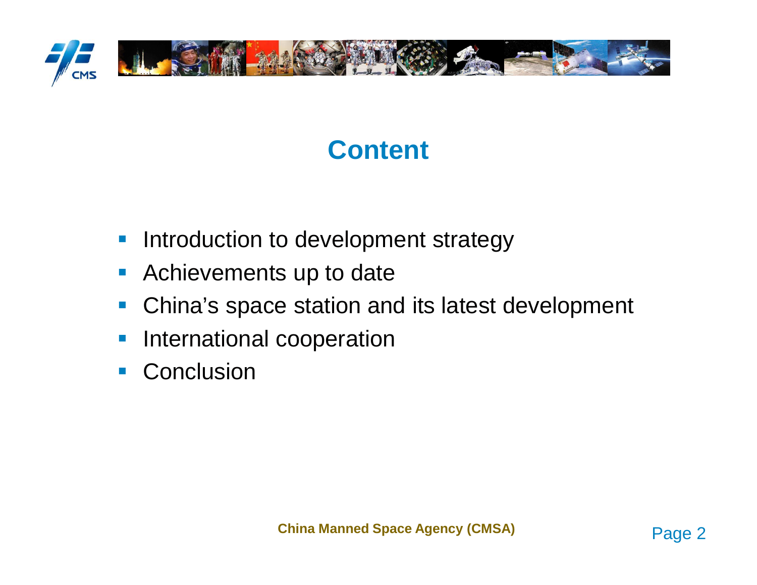# Content

- Introduction to development strategy
- Achievements up to date
- China's space station and its latest development
- International cooperation
- Conclusion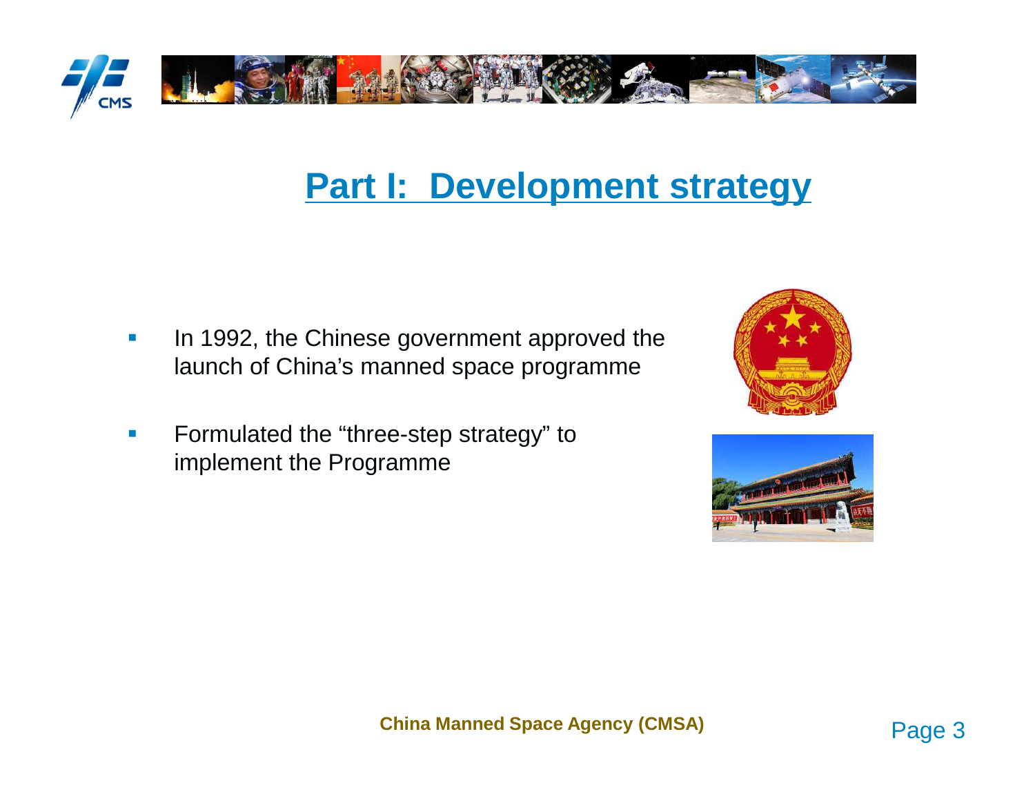# Part I: Development strategy

- In 1992, the Chinese government approved the launch of China's manned space programme
- Formulated the "three-step strategy" to implement the Programme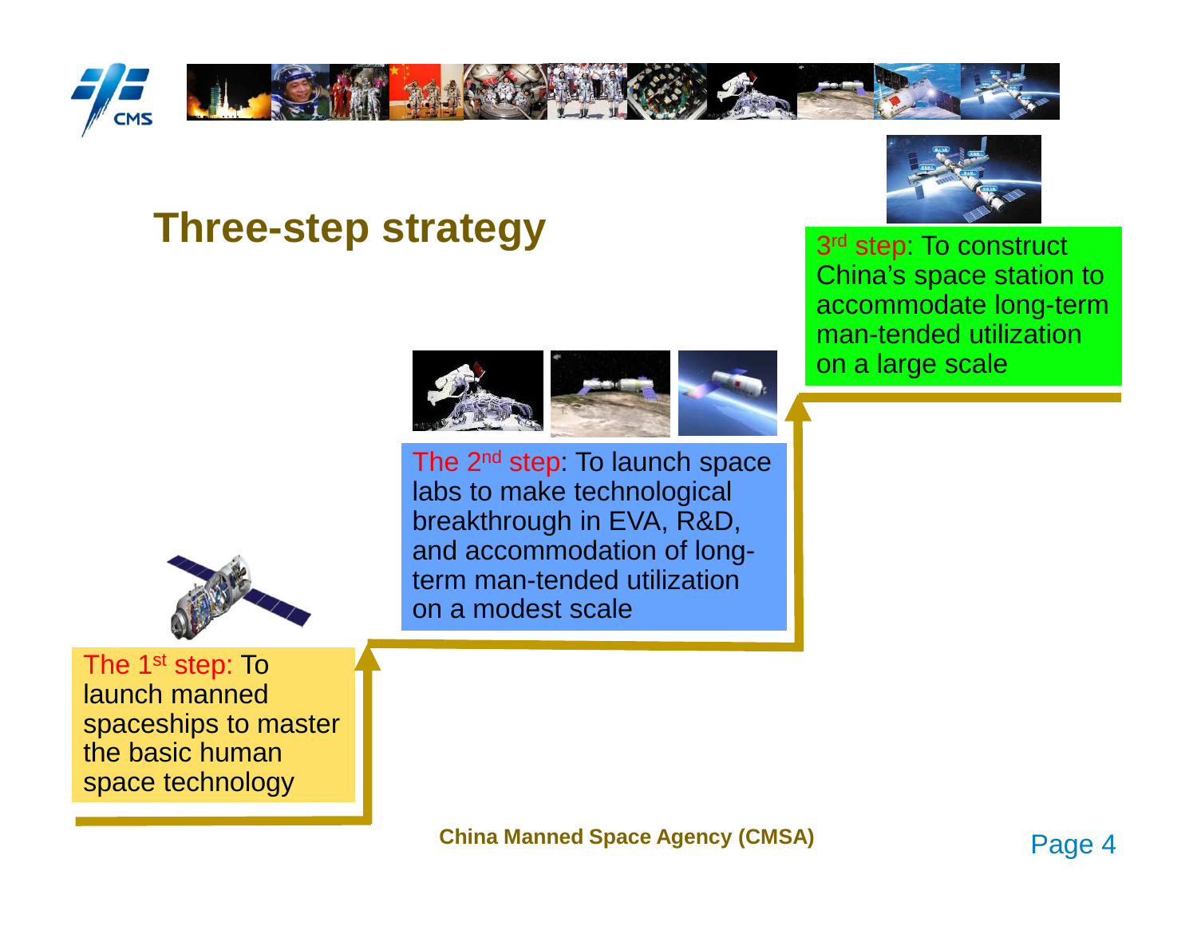# Three-step strategy

**The 1st step:** To launch manned spaceships to master the basic human space technology

**The 2nd step:** To launch space labs to make technological breakthrough in EVA, R&D, and accommodation of long-term man-tended utilization on a modest scale

**3rd step:** To construct China's space station to accommodate long-term man-tended utilization on a large scale

China Manned Space Agency (CMSA)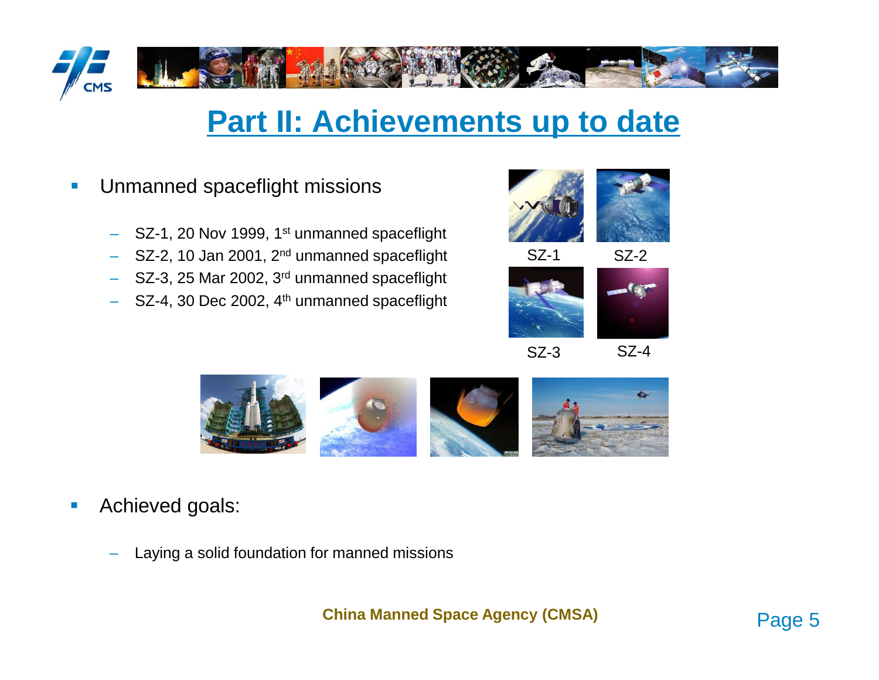# Part II: Achievements up to date

- Unmanned spaceflight missions
  - SZ-1, 20 Nov 1999, 1st unmanned spaceflight
  - SZ-2, 10 Jan 2001, 2nd unmanned spaceflight
  - SZ-3, 25 Mar 2002, 3rd unmanned spaceflight
  - SZ-4, 30 Dec 2002, 4th unmanned spaceflight

SZ-1 SZ-2

SZ-3 SZ-4

- Achieved goals:
  - Laying a solid foundation for manned missions

China Manned Space Agency (CMSA)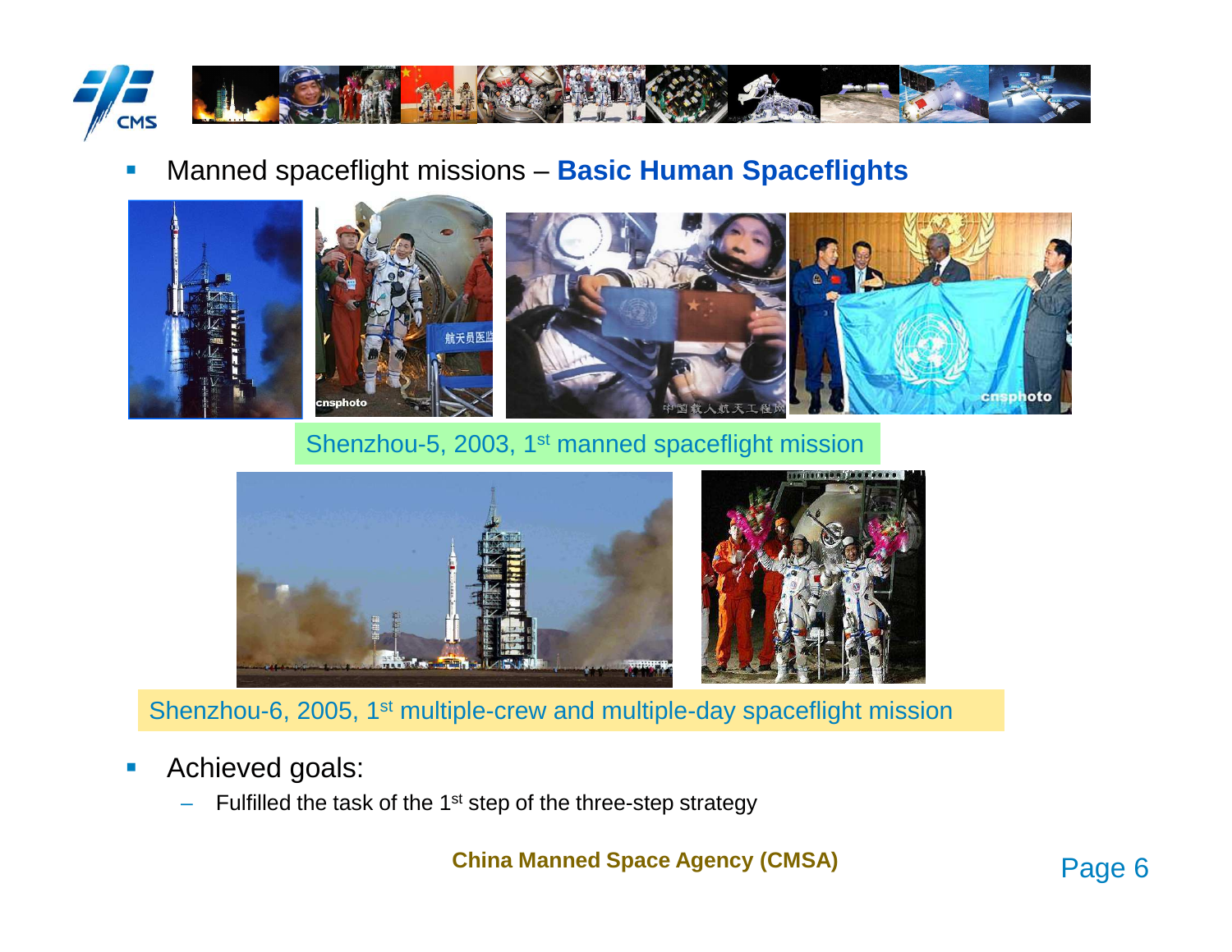- Manned spaceflight missions – **Basic Human Spaceflights**

Shenzhou-5, 2003, 1st manned spaceflight mission

Shenzhou-6, 2005, 1st multiple-crew and multiple-day spaceflight mission

- Achieved goals:
  - Fulfilled the task of the 1st step of the three-step strategy

**China Manned Space Agency (CMSA)**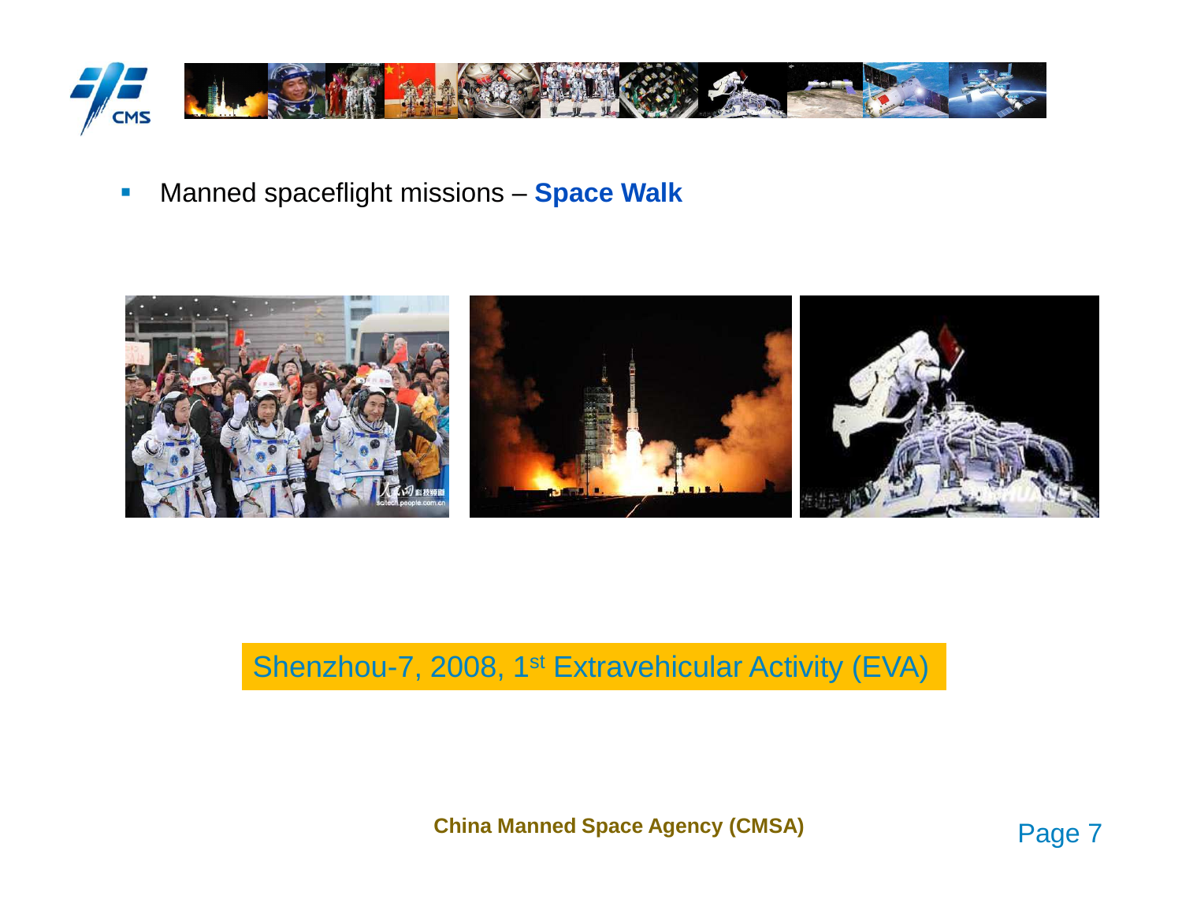- Manned spaceflight missions – **Space Walk**

Shenzhou-7, 2008, 1st Extravehicular Activity (EVA)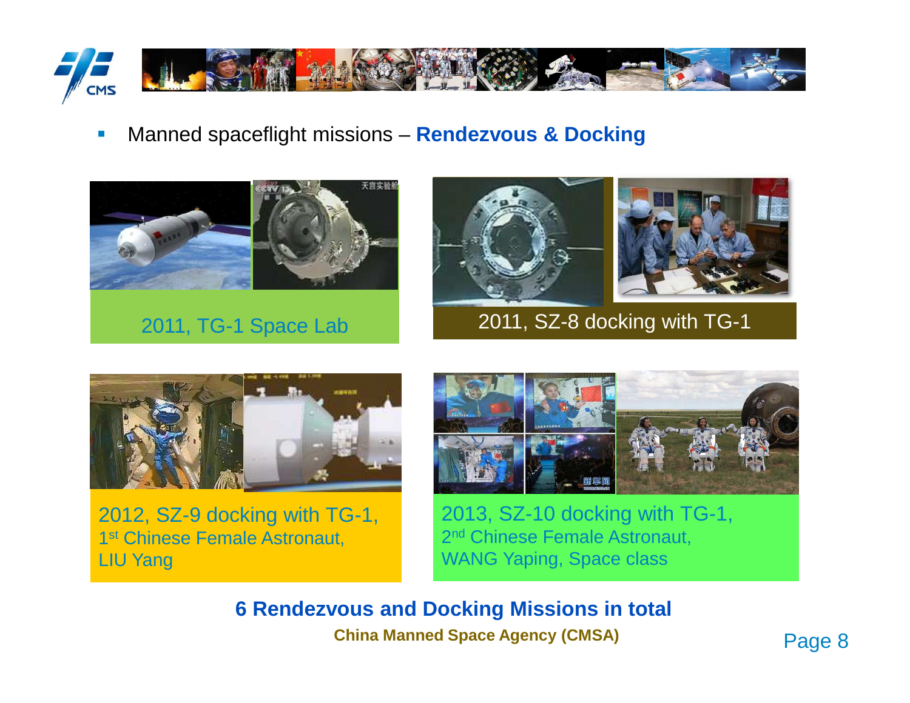- Manned spaceflight missions – **Rendezvous & Docking**

2011, TG-1 Space Lab

2011, SZ-8 docking with TG-1

2012, SZ-9 docking with TG-1,
1st Chinese Female Astronaut,
LIU Yang

2013, SZ-10 docking with TG-1,
2nd Chinese Female Astronaut,
WANG Yaping, Space class

**6 Rendezvous and Docking Missions in total**

**China Manned Space Agency (CMSA)**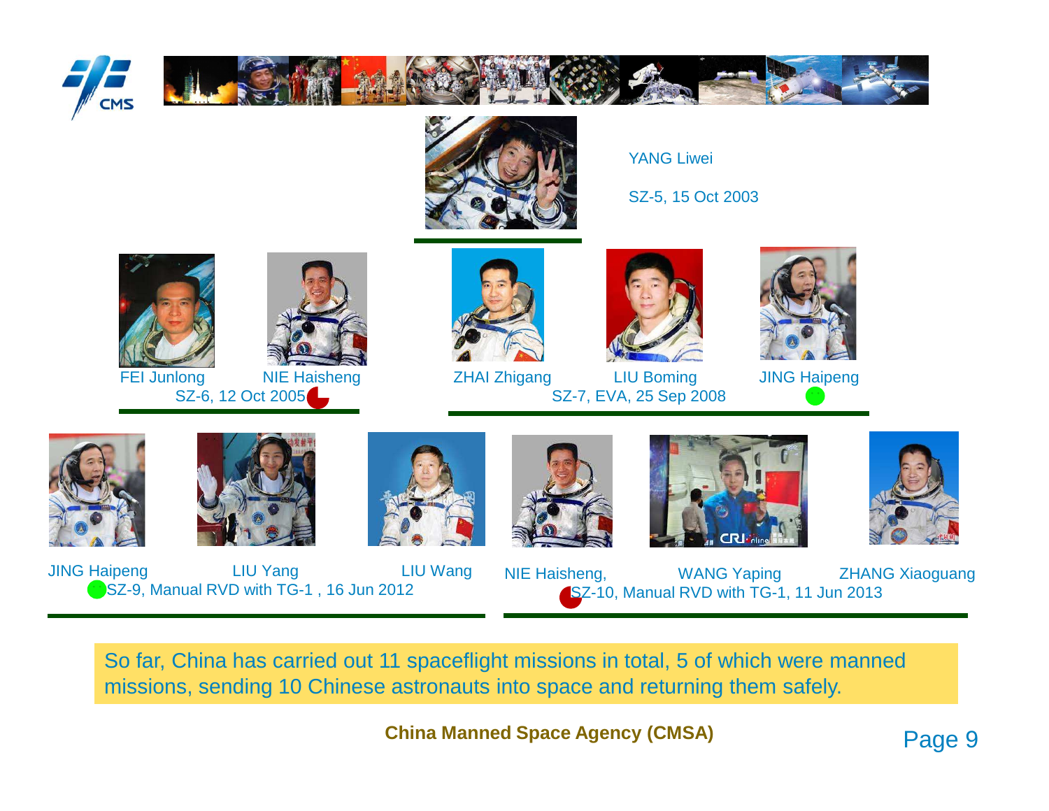YANG Liwei

SZ-5, 15 Oct 2003

FEI Junlong NIE Haisheng

SZ-6, 12 Oct 2005

ZHAI Zhigang LIU Boming JING Haipeng

SZ-7, EVA, 25 Sep 2008

JING Haipeng LIU Yang LIU Wang

SZ-9, Manual RVD with TG-1 , 16 Jun 2012

NIE Haisheng, WANG Yaping ZHANG Xiaoguang

SZ-10, Manual RVD with TG-1, 11 Jun 2013

So far, China has carried out 11 spaceflight missions in total, 5 of which were manned missions, sending 10 Chinese astronauts into space and returning them safely.

**China Manned Space Agency (CMSA)**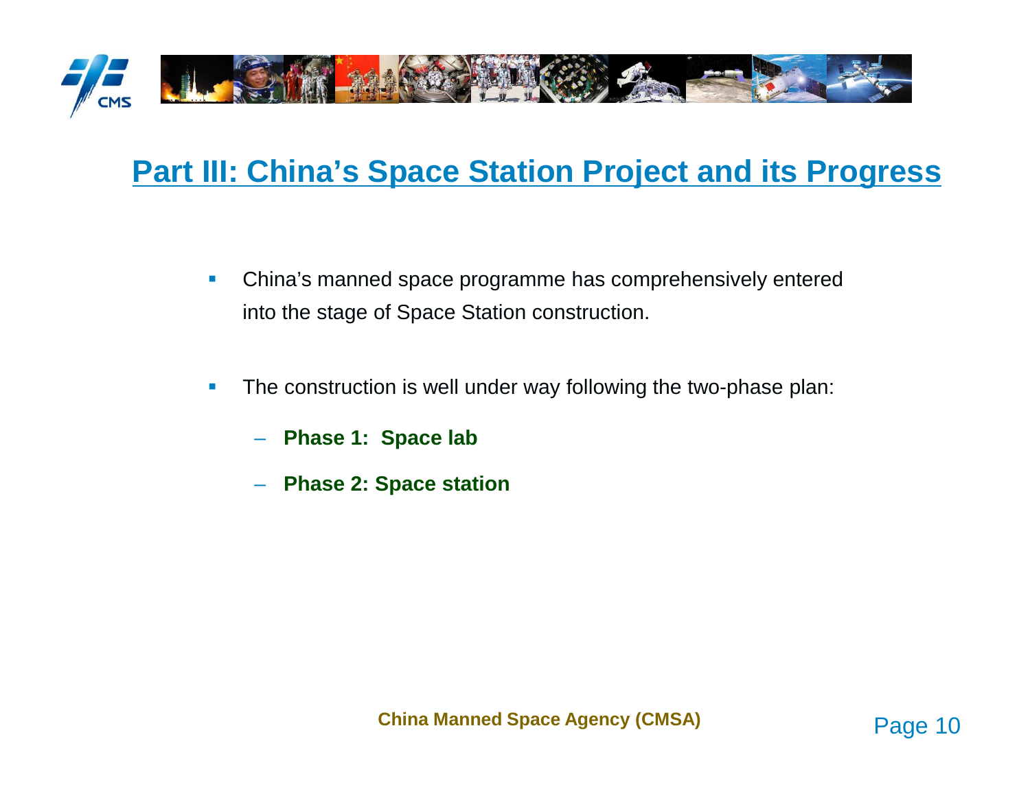## Part III: China's Space Station Project and its Progress

- China's manned space programme has comprehensively entered into the stage of Space Station construction.

- The construction is well under way following the two-phase plan:
  - **Phase 1: Space lab**
  - **Phase 2: Space station**

**China Manned Space Agency (CMSA)**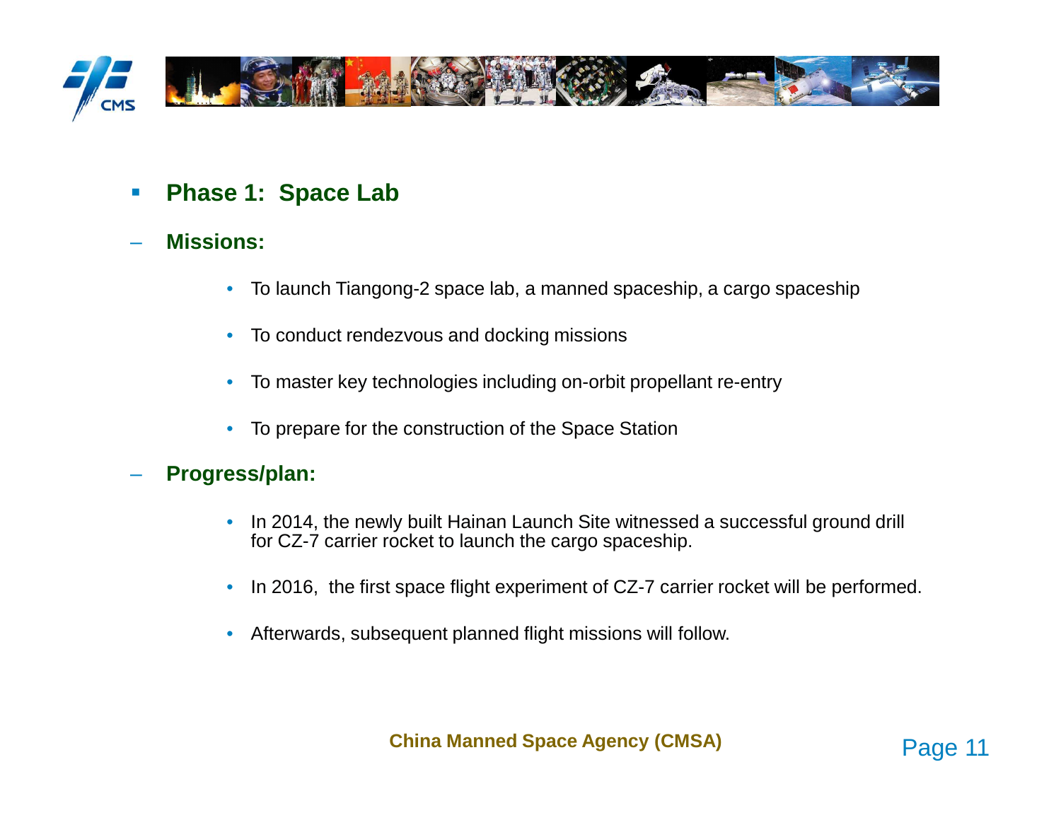- **Phase 1: Space Lab**

  - **Missions:**
    - To launch Tiangong-2 space lab, a manned spaceship, a cargo spaceship
    - To conduct rendezvous and docking missions
    - To master key technologies including on-orbit propellant re-entry
    - To prepare for the construction of the Space Station

  - **Progress/plan:**
    - In 2014, the newly built Hainan Launch Site witnessed a successful ground drill for CZ-7 carrier rocket to launch the cargo spaceship.
    - In 2016, the first space flight experiment of CZ-7 carrier rocket will be performed.
    - Afterwards, subsequent planned flight missions will follow.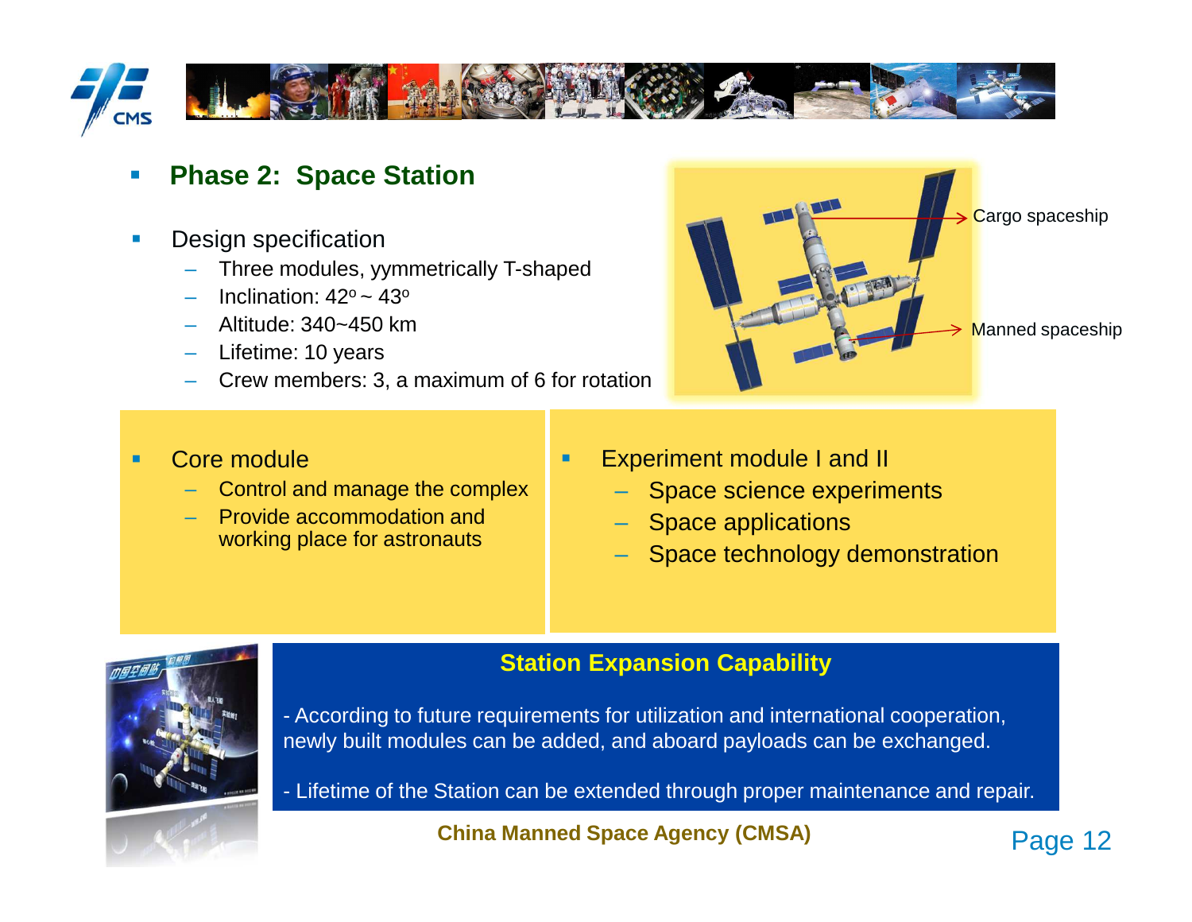## Phase 2: Space Station

- Design specification
  - Three modules, yymmetrically T-shaped
  - Inclination: 42º ~ 43º
  - Altitude: 340~450 km
  - Lifetime: 10 years
  - Crew members: 3, a maximum of 6 for rotation

Cargo spaceship

Manned spaceship

- Core module
  - Control and manage the complex
  - Provide accommodation and working place for astronauts

- Experiment module I and II
  - Space science experiments
  - Space applications
  - Space technology demonstration

### Station Expansion Capability

- According to future requirements for utilization and international cooperation, newly built modules can be added, and aboard payloads can be exchanged.

- Lifetime of the Station can be extended through proper maintenance and repair.

**China Manned Space Agency (CMSA)**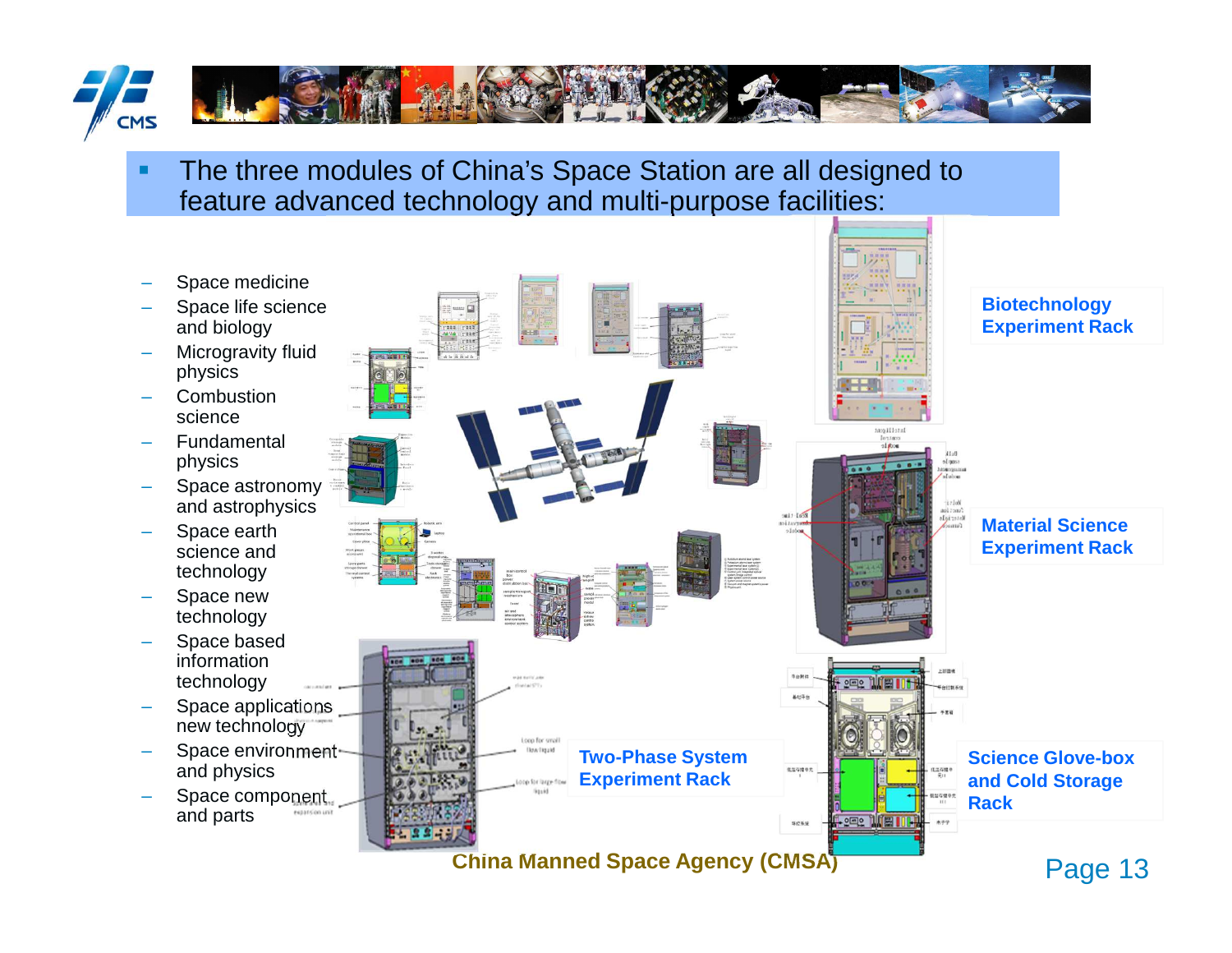- The three modules of China's Space Station are all designed to feature advanced technology and multi-purpose facilities:
  - Space medicine
  - Space life science and biology
  - Microgravity fluid physics
  - Combustion science
  - Fundamental physics
  - Space astronomy and astrophysics
  - Space earth science and technology
  - Space new technology
  - Space based information technology
  - Space applications new technology
  - Space environment and physics
  - Space component and parts

**Biotechnology Experiment Rack**

**Material Science Experiment Rack**

**Two-Phase System Experiment Rack**

**Science Glove-box and Cold Storage Rack**

China Manned Space Agency (CMSA)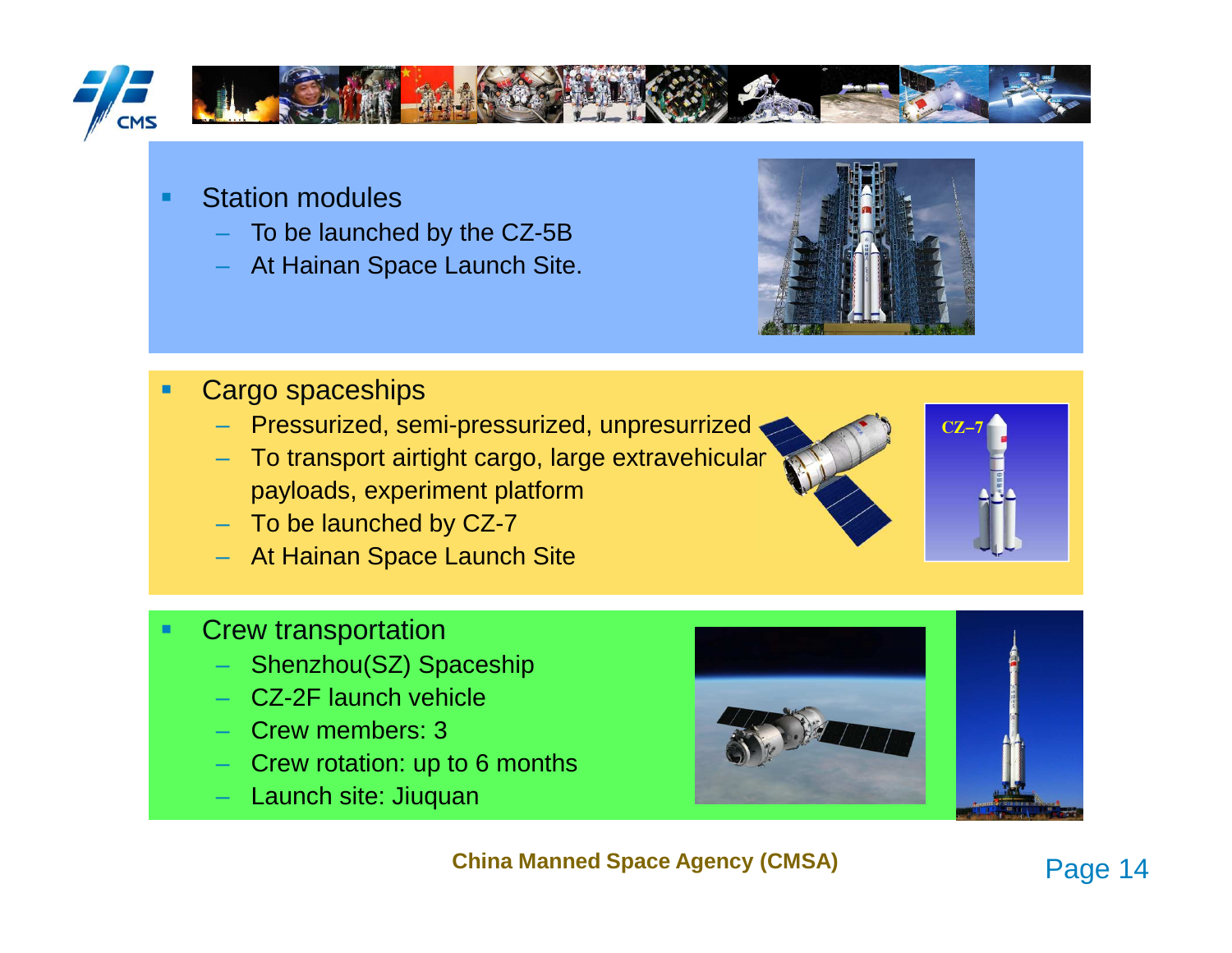- Station modules
  - To be launched by the CZ-5B
  - At Hainan Space Launch Site.
- Cargo spaceships
  - Pressurized, semi-pressurized, unpresurrized
  - To transport airtight cargo, large extravehicular payloads, experiment platform
  - To be launched by CZ-7
  - At Hainan Space Launch Site
- Crew transportation
  - Shenzhou(SZ) Spaceship
  - CZ-2F launch vehicle
  - Crew members: 3
  - Crew rotation: up to 6 months
  - Launch site: Jiuquan

**China Manned Space Agency (CMSA)**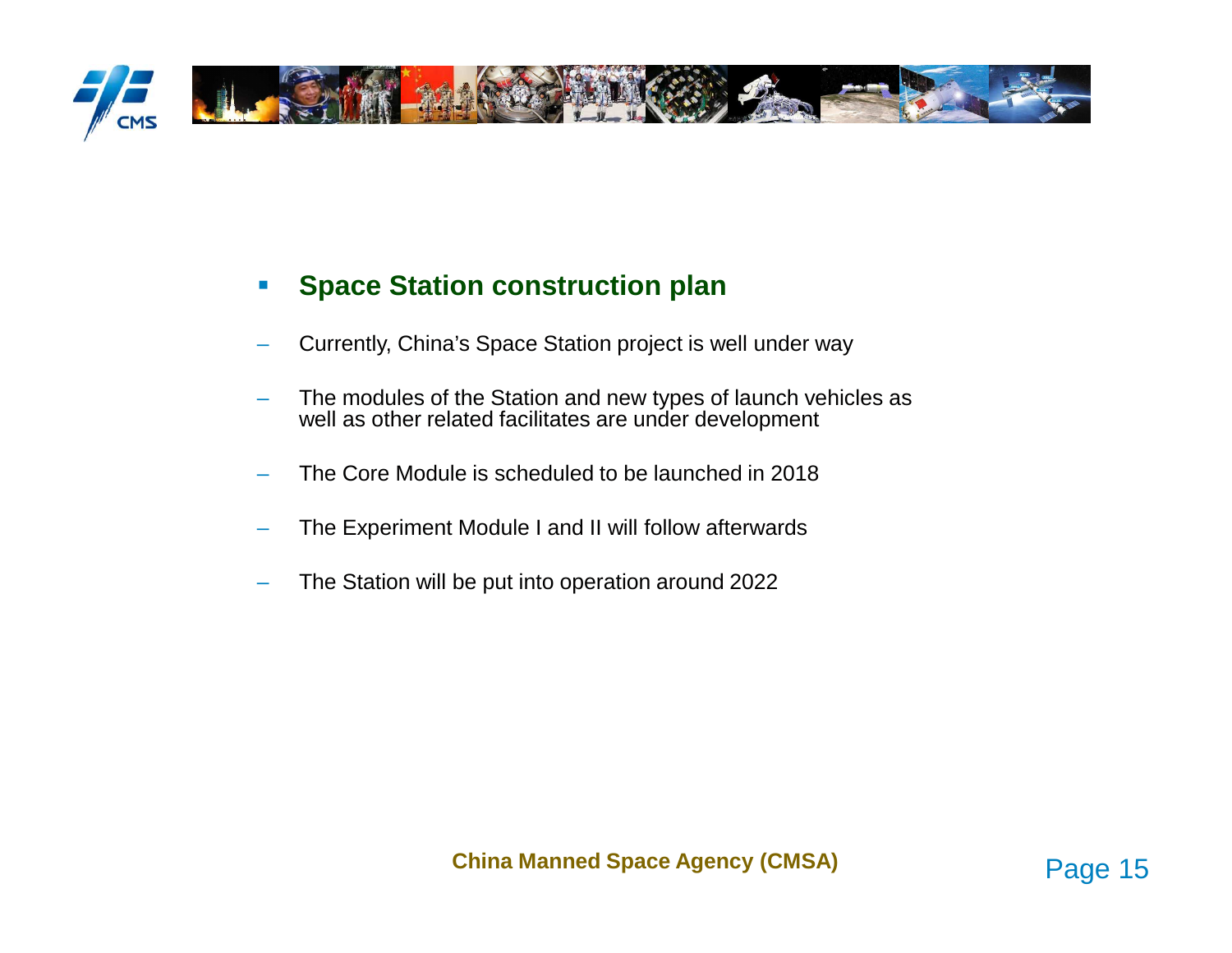- **Space Station construction plan**

  - Currently, China's Space Station project is well under way
  - The modules of the Station and new types of launch vehicles as well as other related facilitates are under development
  - The Core Module is scheduled to be launched in 2018
  - The Experiment Module I and II will follow afterwards
  - The Station will be put into operation around 2022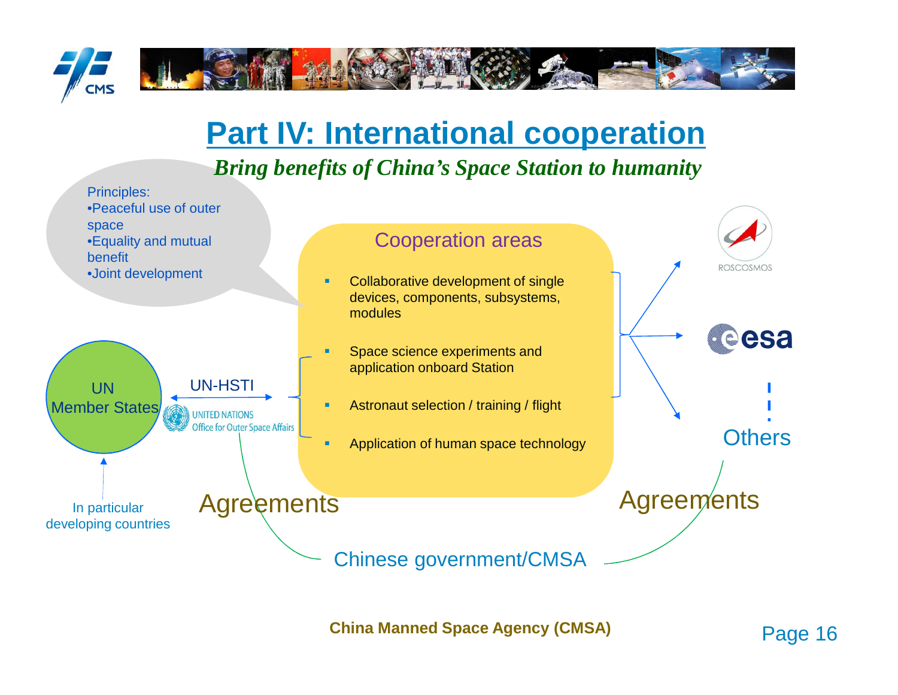# Part IV: International cooperation

*Bring benefits of China's Space Station to humanity*

Principles:
- Peaceful use of outer space
- Equality and mutual benefit
- Joint development

## Cooperation areas

- Collaborative development of single devices, components, subsystems, modules
- Space science experiments and application onboard Station
- Astronaut selection / training / flight
- Application of human space technology

UN Member States

In particular developing countries

UN-HSTI

UNITED NATIONS Office for Outer Space Affairs

ROSCOSMOS

esa

Others

Agreements

Agreements

Chinese government/CMSA

**China Manned Space Agency (CMSA)**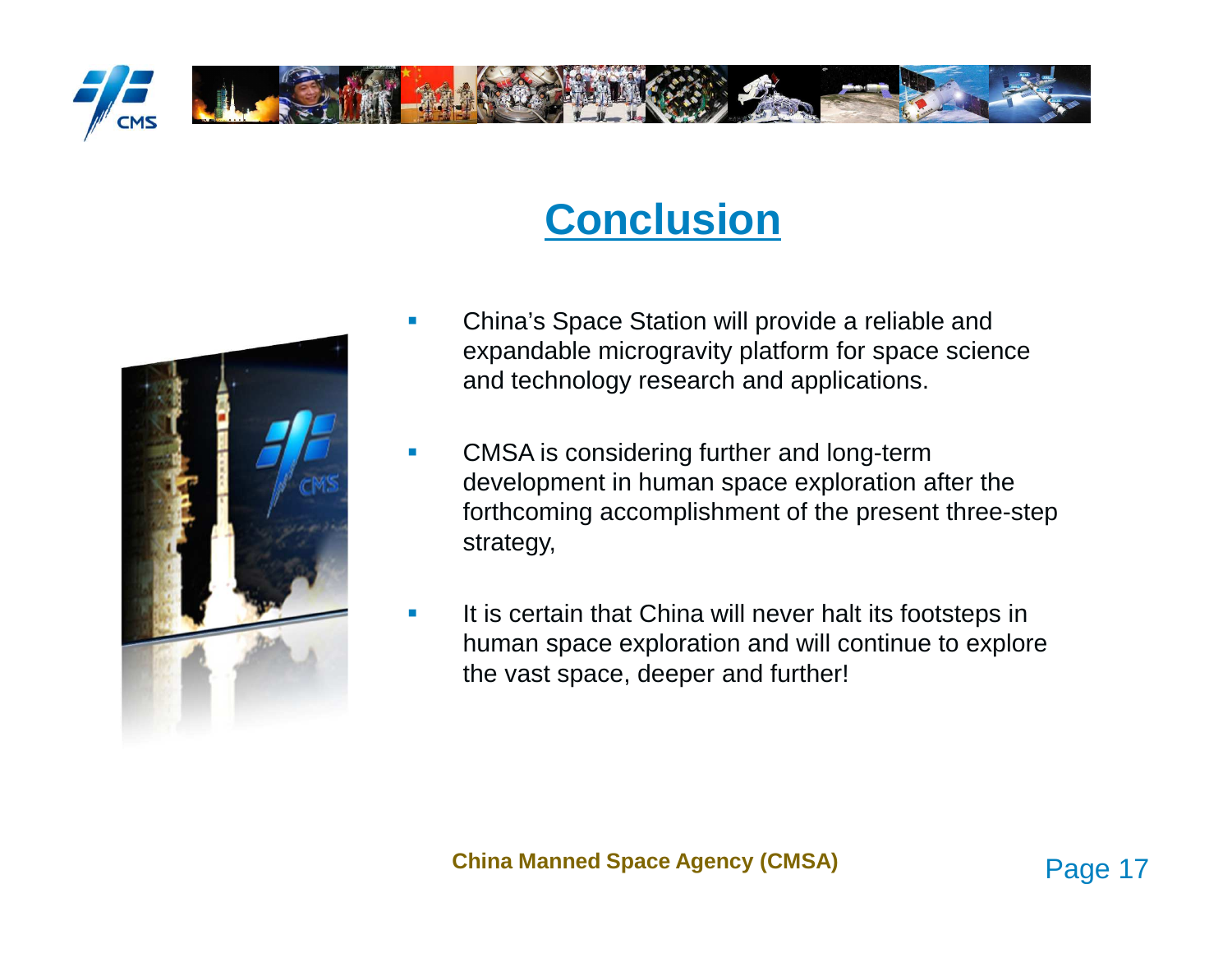# Conclusion

- China's Space Station will provide a reliable and expandable microgravity platform for space science and technology research and applications.
- CMSA is considering further and long-term development in human space exploration after the forthcoming accomplishment of the present three-step strategy,
- It is certain that China will never halt its footsteps in human space exploration and will continue to explore the vast space, deeper and further!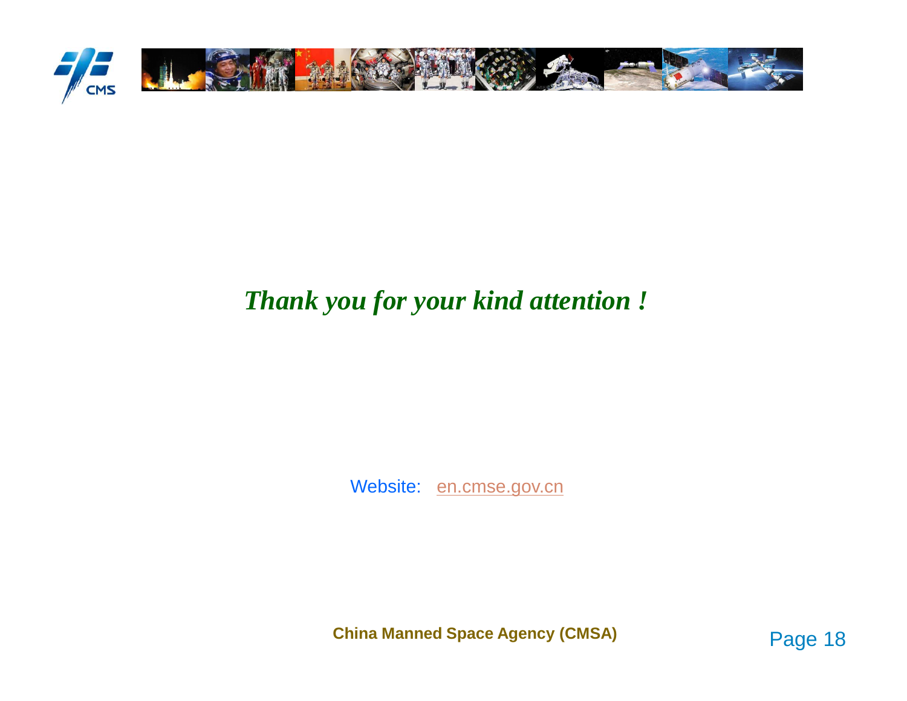*Thank you for your kind attention !*

Website: en.cmse.gov.cn

**China Manned Space Agency (CMSA)**